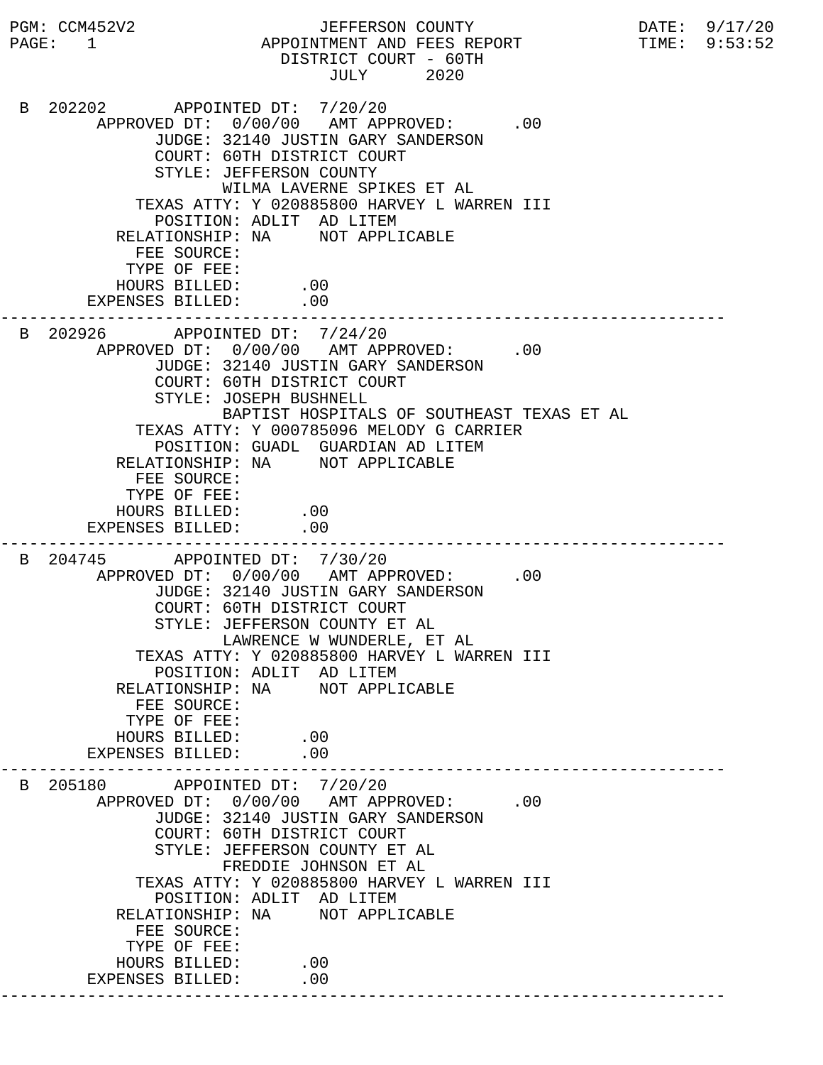PGM: CCM452V2 JEFFERSON COUNTY DATE: 9/17/20
PAGE: 1 APPOINTMENT AND FEES REPORT TIME: 9:53:52

# JEFFERSON COUNTY
## APPOINTMENT AND FEES REPORT
### DISTRICT COURT - 60TH
### JULY 2020

```
B 202202        APPOINTED DT:  7/20/20
       APPROVED DT:  0/00/00   AMT APPROVED:      .00
             JUDGE: 32140 JUSTIN GARY SANDERSON
             COURT: 60TH DISTRICT COURT
             STYLE: JEFFERSON COUNTY
                    WILMA LAVERNE SPIKES ET AL
           TEXAS ATTY: Y 020885800 HARVEY L WARREN III
             POSITION: ADLIT  AD LITEM
         RELATIONSHIP: NA     NOT APPLICABLE
           FEE SOURCE:
          TYPE OF FEE:
         HOURS BILLED:      .00
      EXPENSES BILLED:      .00
```

---

```
B 202926        APPOINTED DT:  7/24/20
       APPROVED DT:  0/00/00   AMT APPROVED:      .00
             JUDGE: 32140 JUSTIN GARY SANDERSON
             COURT: 60TH DISTRICT COURT
             STYLE: JOSEPH BUSHNELL
                    BAPTIST HOSPITALS OF SOUTHEAST TEXAS ET AL
           TEXAS ATTY: Y 000785096 MELODY G CARRIER
             POSITION: GUADL  GUARDIAN AD LITEM
         RELATIONSHIP: NA     NOT APPLICABLE
           FEE SOURCE:
          TYPE OF FEE:
         HOURS BILLED:      .00
      EXPENSES BILLED:      .00
```

---

```
B 204745        APPOINTED DT:  7/30/20
       APPROVED DT:  0/00/00   AMT APPROVED:      .00
             JUDGE: 32140 JUSTIN GARY SANDERSON
             COURT: 60TH DISTRICT COURT
             STYLE: JEFFERSON COUNTY ET AL
                    LAWRENCE W WUNDERLE, ET AL
           TEXAS ATTY: Y 020885800 HARVEY L WARREN III
             POSITION: ADLIT  AD LITEM
         RELATIONSHIP: NA     NOT APPLICABLE
           FEE SOURCE:
          TYPE OF FEE:
         HOURS BILLED:      .00
      EXPENSES BILLED:      .00
```

---

```
B 205180        APPOINTED DT:  7/20/20
       APPROVED DT:  0/00/00   AMT APPROVED:      .00
             JUDGE: 32140 JUSTIN GARY SANDERSON
             COURT: 60TH DISTRICT COURT
             STYLE: JEFFERSON COUNTY ET AL
                    FREDDIE JOHNSON ET AL
           TEXAS ATTY: Y 020885800 HARVEY L WARREN III
             POSITION: ADLIT  AD LITEM
         RELATIONSHIP: NA     NOT APPLICABLE
           FEE SOURCE:
          TYPE OF FEE:
         HOURS BILLED:      .00
      EXPENSES BILLED:      .00
```

---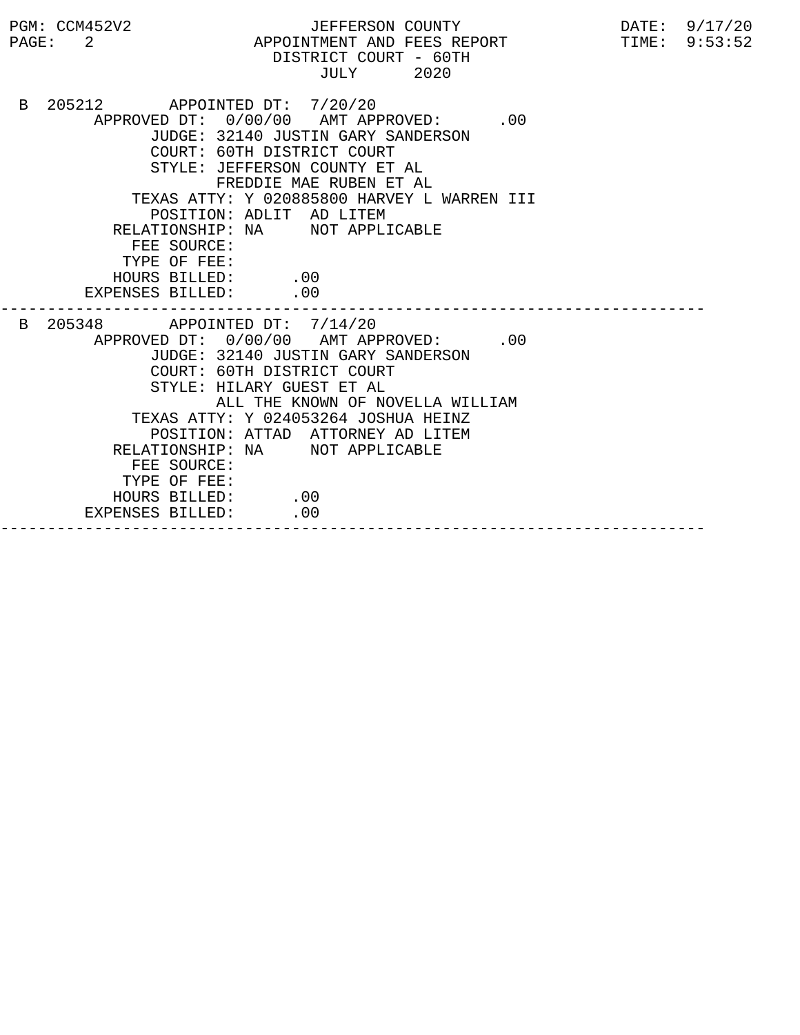JEFFERSON COUNTY
APPOINTMENT AND FEES REPORT
DISTRICT COURT - 60TH
JULY 2020

```
B 205212       APPOINTED DT:  7/20/20
       APPROVED DT:  0/00/00   AMT APPROVED:      .00
             JUDGE: 32140 JUSTIN GARY SANDERSON
             COURT: 60TH DISTRICT COURT
             STYLE: JEFFERSON COUNTY ET AL
                    FREDDIE MAE RUBEN ET AL
           TEXAS ATTY: Y 020885800 HARVEY L WARREN III
             POSITION: ADLIT  AD LITEM
         RELATIONSHIP: NA     NOT APPLICABLE
           FEE SOURCE:
          TYPE OF FEE:
         HOURS BILLED:       .00
      EXPENSES BILLED:       .00
--------------------------------------------------------------------------
B 205348       APPOINTED DT:  7/14/20
       APPROVED DT:  0/00/00   AMT APPROVED:      .00
             JUDGE: 32140 JUSTIN GARY SANDERSON
             COURT: 60TH DISTRICT COURT
             STYLE: HILARY GUEST ET AL
                    ALL THE KNOWN OF NOVELLA WILLIAM
           TEXAS ATTY: Y 024053264 JOSHUA HEINZ
             POSITION: ATTAD  ATTORNEY AD LITEM
         RELATIONSHIP: NA     NOT APPLICABLE
           FEE SOURCE:
          TYPE OF FEE:
         HOURS BILLED:       .00
      EXPENSES BILLED:       .00
--------------------------------------------------------------------------
```